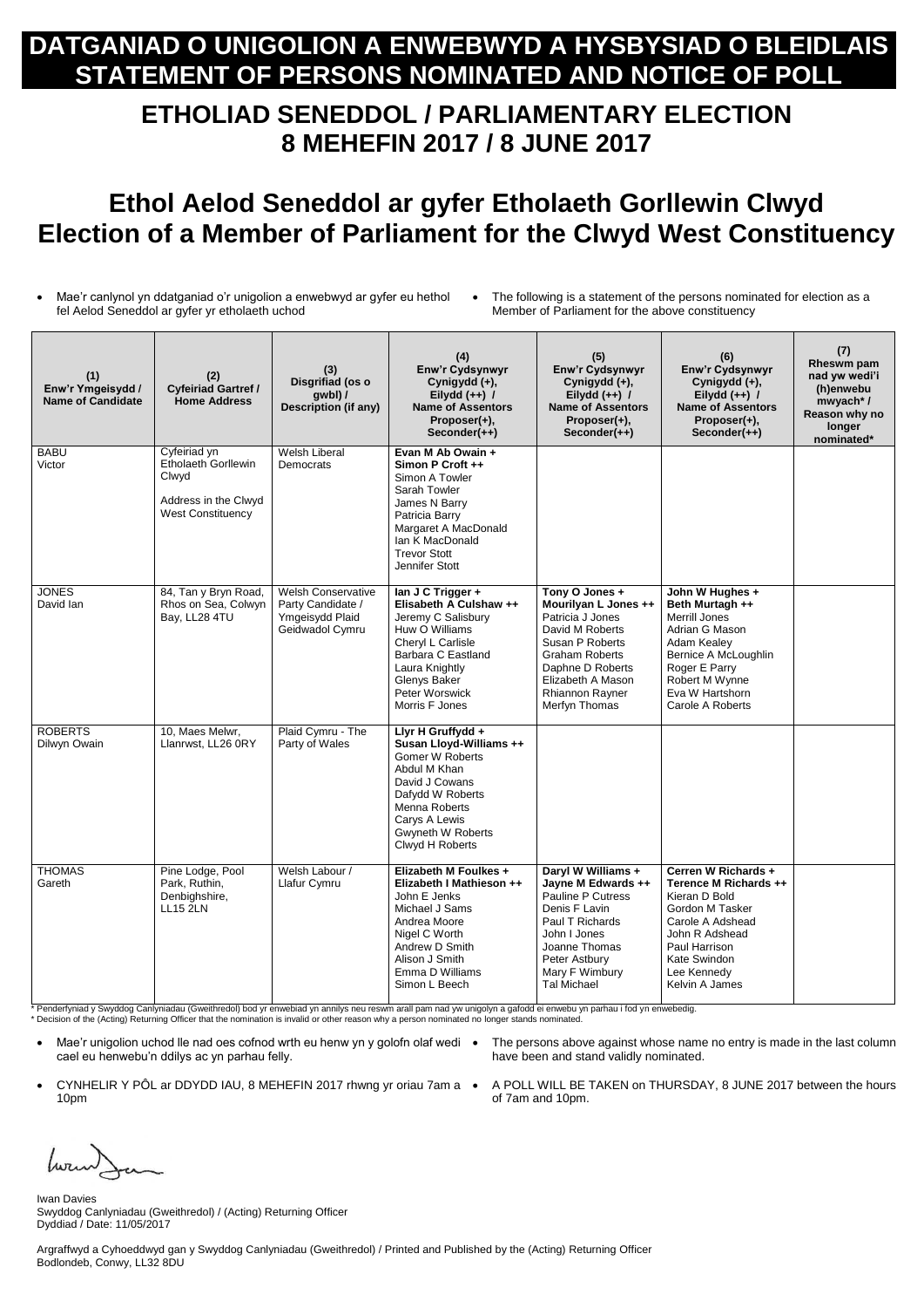# DATGANIAD O UNIGOLION A ENWEBWYD A HYSBYSIAD O BLEIDLAIS STATEMENT OF PERSONS NOMINATED AND NOTICE OF POLL

## ETHOLIAD SENEDDOL / PARLIAMENTARY ELECTION 8 MEHEFIN 2017 / 8 JUNE 2017

## Ethol Aelod Seneddol ar gyfer Etholaeth Gorllewin Clwyd Election of a Member of Parliament for the Clwyd West Constituency

- Mae'r canlynol yn ddatganiad o'r unigolion a enwebwyd ar gyfer eu hethol fel Aelod Seneddol ar gyfer yr etholaeth uchod
- The following is a statement of the persons nominated for election as a Member of Parliament for the above constituency

| (1) Enw'r Ymgeisydd / Name of Candidate | (2) Cyfeiriad Gartref / Home Address | (3) Disgrifiad (os o gwbl) / Description (if any) | (4) Enw'r Cydsynwyr Cynigydd (+), Eilydd (++) / Name of Assentors Proposer(+), Seconder(++) | (5) Enw'r Cydsynwyr Cynigydd (+), Eilydd (++) / Name of Assentors Proposer(+), Seconder(++) | (6) Enw'r Cydsynwyr Cynigydd (+), Eilydd (++) / Name of Assentors Proposer(+), Seconder(++) | (7) Rheswm pam nad yw wedi'i (h)enwebu mwyach* / Reason why no longer nominated* |
|---|---|---|---|---|---|---|
| BABU Victor | Cyfeiriad yn Etholaeth Gorllewin Clwyd<br>Address in the Clwyd West Constituency | Welsh Liberal Democrats | **Evan M Ab Owain +**<br>**Simon P Croft ++**<br>Simon A Towler<br>Sarah Towler<br>James N Barry<br>Patricia Barry<br>Margaret A MacDonald<br>Ian K MacDonald<br>Trevor Stott<br>Jennifer Stott | | | |
| JONES David Ian | 84, Tan y Bryn Road, Rhos on Sea, Colwyn Bay, LL28 4TU | Welsh Conservative Party Candidate / Ymgeisydd Plaid Geidwadol Cymru | **Ian J C Trigger +**<br>**Elisabeth A Culshaw ++**<br>Jeremy C Salisbury<br>Huw O Williams<br>Cheryl L Carlisle<br>Barbara C Eastland<br>Laura Knightly<br>Glenys Baker<br>Peter Worswick<br>Morris F Jones | **Tony O Jones +**<br>**Mourilyan L Jones ++**<br>Patricia J Jones<br>David M Roberts<br>Susan P Roberts<br>Graham Roberts<br>Daphne D Roberts<br>Elizabeth A Mason<br>Rhiannon Rayner<br>Merfyn Thomas | **John W Hughes +**<br>**Beth Murtagh ++**<br>Merrill Jones<br>Adrian G Mason<br>Adam Kealey<br>Bernice A McLoughlin<br>Roger E Parry<br>Robert M Wynne<br>Eva W Hartshorn<br>Carole A Roberts | |
| ROBERTS Dilwyn Owain | 10, Maes Melwr, Llanrwst, LL26 0RY | Plaid Cymru - The Party of Wales | **Llyr H Gruffydd +**<br>**Susan Lloyd-Williams ++**<br>Gomer W Roberts<br>Abdul M Khan<br>David J Cowans<br>Dafydd W Roberts<br>Menna Roberts<br>Carys A Lewis<br>Gwyneth W Roberts<br>Clwyd H Roberts | | | |
| THOMAS Gareth | Pine Lodge, Pool Park, Ruthin, Denbighshire, LL15 2LN | Welsh Labour / Llafur Cymru | **Elizabeth M Foulkes +**<br>**Elizabeth I Mathieson ++**<br>John E Jenks<br>Michael J Sams<br>Andrea Moore<br>Nigel C Worth<br>Andrew D Smith<br>Alison J Smith<br>Emma D Williams<br>Simon L Beech | **Daryl W Williams +**<br>**Jayne M Edwards ++**<br>Pauline P Cutress<br>Denis F Lavin<br>Paul T Richards<br>John I Jones<br>Joanne Thomas<br>Peter Astbury<br>Mary F Wimbury<br>Tal Michael | **Cerren W Richards +**<br>**Terence M Richards ++**<br>Kieran D Bold<br>Gordon M Tasker<br>Carole A Adshead<br>John R Adshead<br>Paul Harrison<br>Kate Swindon<br>Lee Kennedy<br>Kelvin A James | |

\* Penderfyniad y Swyddog Canlyniadau (Gweithredol) bod yr enwebiad yn annilys neu reswm arall pam nad yw unigolyn a gafodd ei enwebu yn parhau i fod yn enwebedig.
\* Decision of the (Acting) Returning Officer that the nomination is invalid or other reason why a person nominated no longer stands nominated.

- Mae'r unigolion uchod lle nad oes cofnod wrth eu henw yn y golofn olaf wedi cael eu henwebu'n ddilys ac yn parhau felly.
- The persons above against whose name no entry is made in the last column have been and stand validly nominated.
- CYNHELIR Y PÔL ar DDYDD IAU, 8 MEHEFIN 2017 rhwng yr oriau 7am a 10pm
- A POLL WILL BE TAKEN on THURSDAY, 8 JUNE 2017 between the hours of 7am and 10pm.

Iwan Davies
Swyddog Canlyniadau (Gweithredol) / (Acting) Returning Officer
Dyddiad / Date: 11/05/2017

Argraffwyd a Cyhoeddwyd gan y Swyddog Canlyniadau (Gweithredol) / Printed and Published by the (Acting) Returning Officer
Bodlondeb, Conwy, LL32 8DU